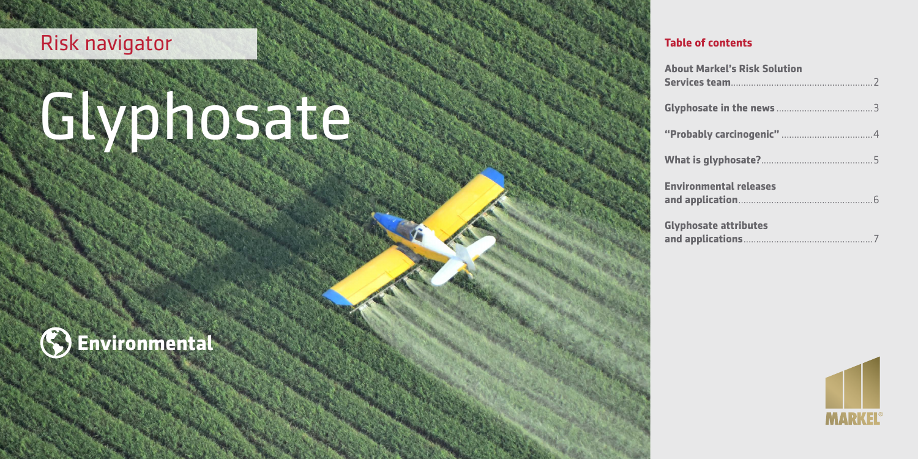Risk navigator

# Glyphosate

Environmental

**Table of contents**

**About Markel's Risk Solution Services team**........2

**Glyphosate in the news**........3

**"Probably carcinogenic"**........4

**What is glyphosate?**........5

**Environmental releases and application**........6

**Glyphosate attributes and applications**........7

MARKEL®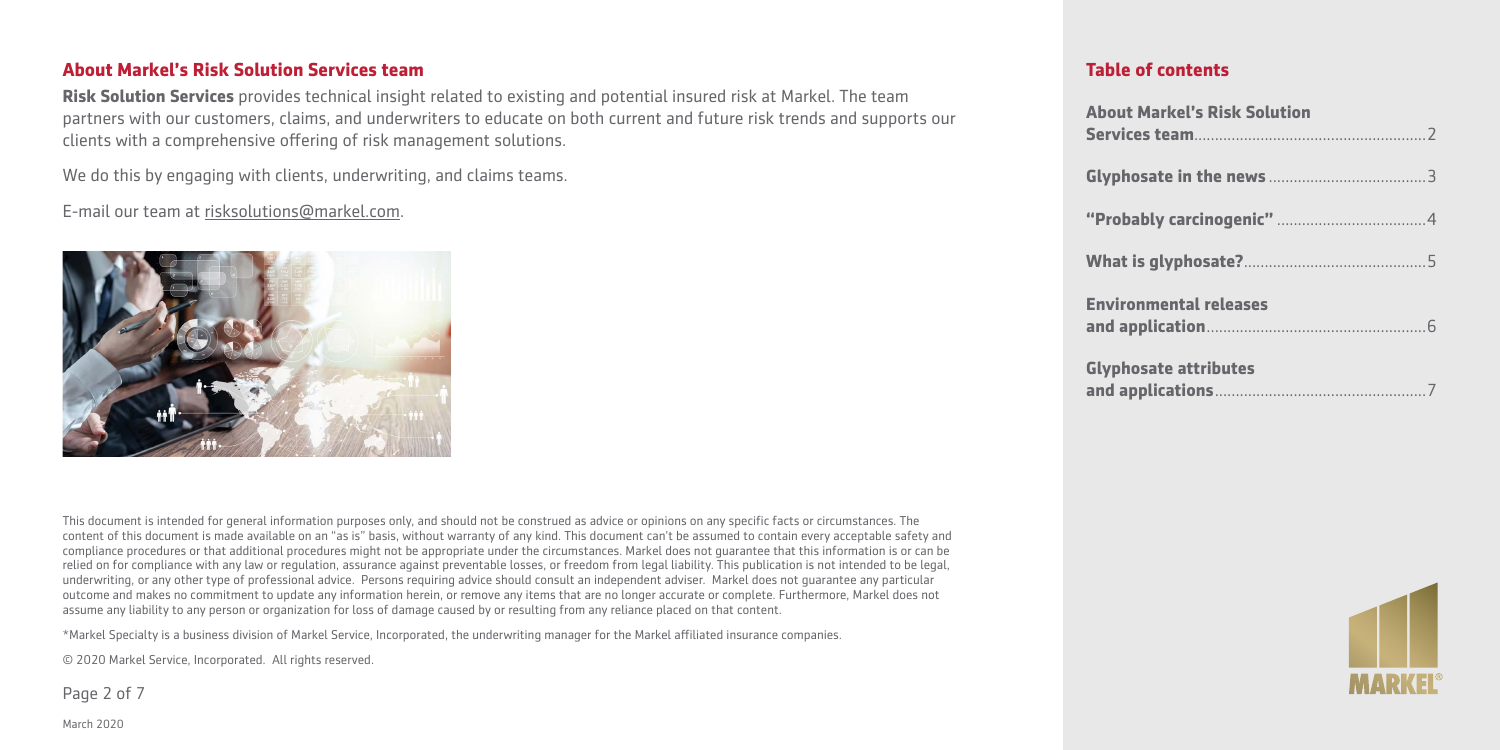## About Markel's Risk Solution Services team

**Risk Solution Services** provides technical insight related to existing and potential insured risk at Markel. The team partners with our customers, claims, and underwriters to educate on both current and future risk trends and supports our clients with a comprehensive offering of risk management solutions.

We do this by engaging with clients, underwriting, and claims teams.

E-mail our team at risksolutions@markel.com.

This document is intended for general information purposes only, and should not be construed as advice or opinions on any specific facts or circumstances. The content of this document is made available on an "as is" basis, without warranty of any kind. This document can't be assumed to contain every acceptable safety and compliance procedures or that additional procedures might not be appropriate under the circumstances. Markel does not guarantee that this information is or can be relied on for compliance with any law or regulation, assurance against preventable losses, or freedom from legal liability. This publication is not intended to be legal, underwriting, or any other type of professional advice. Persons requiring advice should consult an independent adviser. Markel does not guarantee any particular outcome and makes no commitment to update any information herein, or remove any items that are no longer accurate or complete. Furthermore, Markel does not assume any liability to any person or organization for loss of damage caused by or resulting from any reliance placed on that content.

*Markel Specialty is a business division of Markel Service, Incorporated, the underwriting manager for the Markel affiliated insurance companies.

© 2020 Markel Service, Incorporated. All rights reserved.

March 2020

## Table of contents

**About Markel's Risk Solution Services team**......2

**Glyphosate in the news**......3

**"Probably carcinogenic"**......4

**What is glyphosate?**......5

**Environmental releases and application**......6

**Glyphosate attributes and applications**......7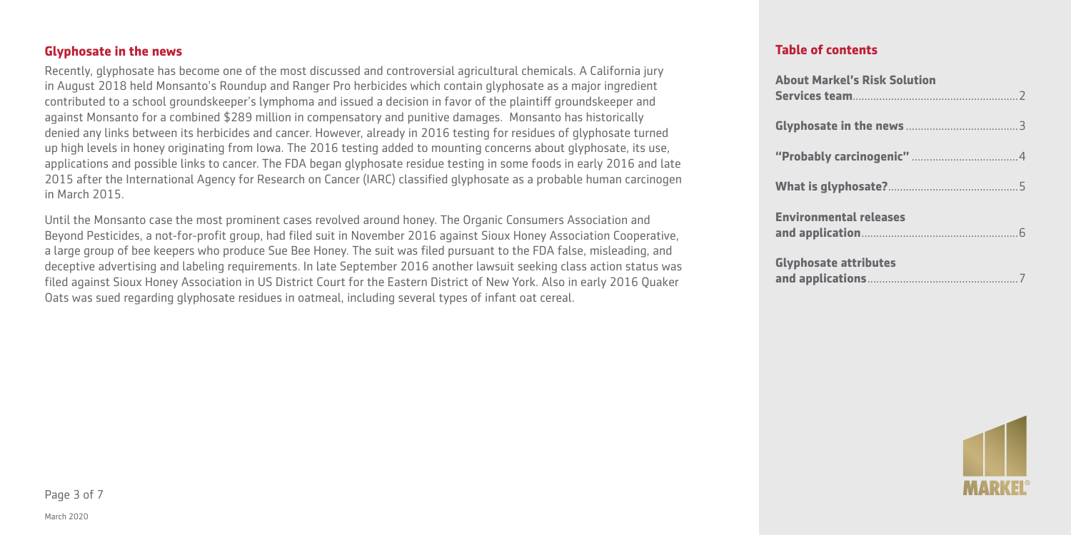## Glyphosate in the news

Recently, glyphosate has become one of the most discussed and controversial agricultural chemicals. A California jury in August 2018 held Monsanto's Roundup and Ranger Pro herbicides which contain glyphosate as a major ingredient contributed to a school groundskeeper's lymphoma and issued a decision in favor of the plaintiff groundskeeper and against Monsanto for a combined $289 million in compensatory and punitive damages. Monsanto has historically denied any links between its herbicides and cancer. However, already in 2016 testing for residues of glyphosate turned up high levels in honey originating from Iowa. The 2016 testing added to mounting concerns about glyphosate, its use, applications and possible links to cancer. The FDA began glyphosate residue testing in some foods in early 2016 and late 2015 after the International Agency for Research on Cancer (IARC) classified glyphosate as a probable human carcinogen in March 2015.

Until the Monsanto case the most prominent cases revolved around honey. The Organic Consumers Association and Beyond Pesticides, a not-for-profit group, had filed suit in November 2016 against Sioux Honey Association Cooperative, a large group of bee keepers who produce Sue Bee Honey. The suit was filed pursuant to the FDA false, misleading, and deceptive advertising and labeling requirements. In late September 2016 another lawsuit seeking class action status was filed against Sioux Honey Association in US District Court for the Eastern District of New York. Also in early 2016 Quaker Oats was sued regarding glyphosate residues in oatmeal, including several types of infant oat cereal.

## Table of contents

**About Markel's Risk Solution Services team**......2

**Glyphosate in the news**......3

**"Probably carcinogenic"**......4

**What is glyphosate?**......5

**Environmental releases and application**......6

**Glyphosate attributes and applications**......7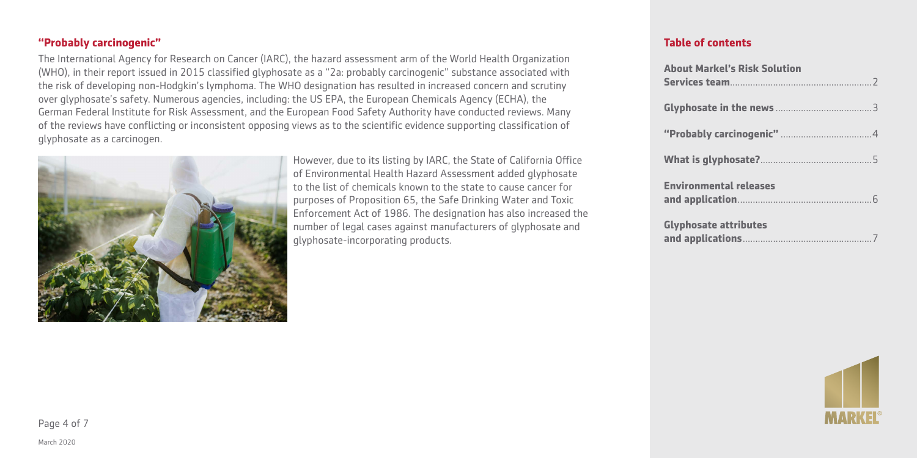## "Probably carcinogenic"

The International Agency for Research on Cancer (IARC), the hazard assessment arm of the World Health Organization (WHO), in their report issued in 2015 classified glyphosate as a "2a: probably carcinogenic" substance associated with the risk of developing non-Hodgkin's lymphoma. The WHO designation has resulted in increased concern and scrutiny over glyphosate's safety. Numerous agencies, including: the US EPA, the European Chemicals Agency (ECHA), the German Federal Institute for Risk Assessment, and the European Food Safety Authority have conducted reviews. Many of the reviews have conflicting or inconsistent opposing views as to the scientific evidence supporting classification of glyphosate as a carcinogen.

However, due to its listing by IARC, the State of California Office of Environmental Health Hazard Assessment added glyphosate to the list of chemicals known to the state to cause cancer for purposes of Proposition 65, the Safe Drinking Water and Toxic Enforcement Act of 1986. The designation has also increased the number of legal cases against manufacturers of glyphosate and glyphosate-incorporating products.

## Table of contents

- **About Markel's Risk Solution Services team** ....... 2
- **Glyphosate in the news** ....... 3
- **"Probably carcinogenic"** ....... 4
- **What is glyphosate?** ....... 5
- **Environmental releases and application** ....... 6
- **Glyphosate attributes and applications** ....... 7

March 2020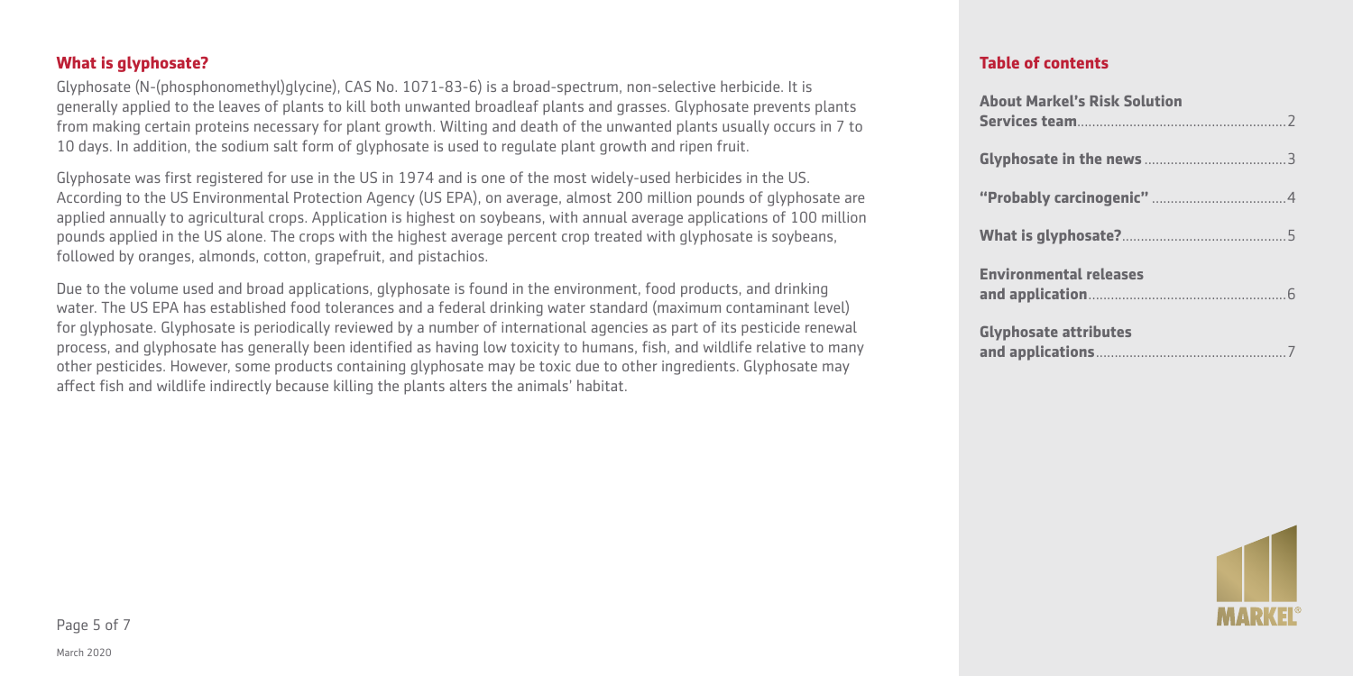## What is glyphosate?

Glyphosate (N-(phosphonomethyl)glycine), CAS No. 1071-83-6) is a broad-spectrum, non-selective herbicide. It is generally applied to the leaves of plants to kill both unwanted broadleaf plants and grasses. Glyphosate prevents plants from making certain proteins necessary for plant growth. Wilting and death of the unwanted plants usually occurs in 7 to 10 days. In addition, the sodium salt form of glyphosate is used to regulate plant growth and ripen fruit.

Glyphosate was first registered for use in the US in 1974 and is one of the most widely-used herbicides in the US. According to the US Environmental Protection Agency (US EPA), on average, almost 200 million pounds of glyphosate are applied annually to agricultural crops. Application is highest on soybeans, with annual average applications of 100 million pounds applied in the US alone. The crops with the highest average percent crop treated with glyphosate is soybeans, followed by oranges, almonds, cotton, grapefruit, and pistachios.

Due to the volume used and broad applications, glyphosate is found in the environment, food products, and drinking water. The US EPA has established food tolerances and a federal drinking water standard (maximum contaminant level) for glyphosate. Glyphosate is periodically reviewed by a number of international agencies as part of its pesticide renewal process, and glyphosate has generally been identified as having low toxicity to humans, fish, and wildlife relative to many other pesticides. However, some products containing glyphosate may be toxic due to other ingredients. Glyphosate may affect fish and wildlife indirectly because killing the plants alters the animals' habitat.

## Table of contents

**About Markel's Risk Solution Services team** ........ 2

**Glyphosate in the news** ........ 3

**"Probably carcinogenic"** ........ 4

**What is glyphosate?** ........ 5

**Environmental releases and application** ........ 6

**Glyphosate attributes and applications** ........ 7

March 2020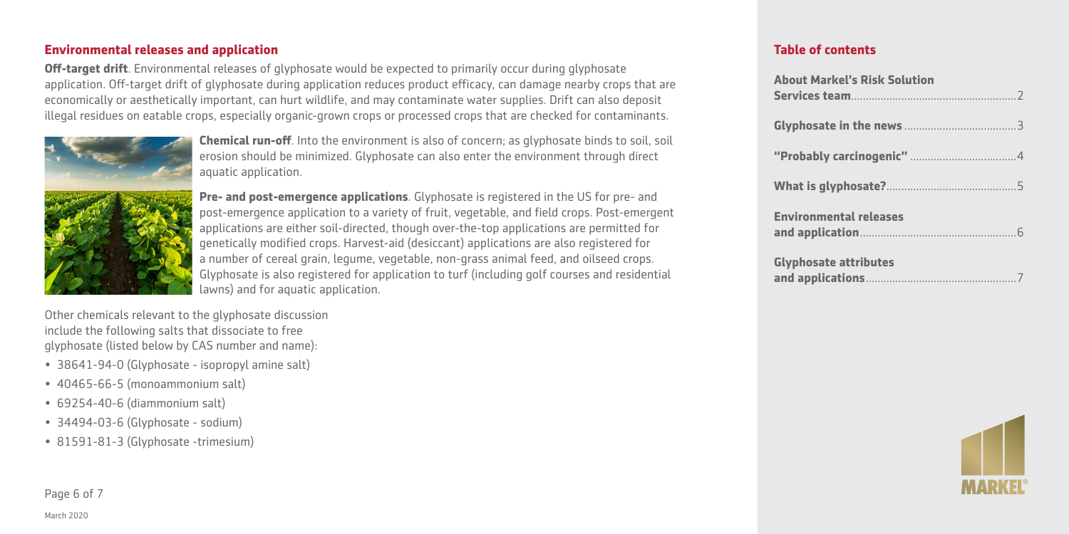## Environmental releases and application

**Off-target drift**. Environmental releases of glyphosate would be expected to primarily occur during glyphosate application. Off-target drift of glyphosate during application reduces product efficacy, can damage nearby crops that are economically or aesthetically important, can hurt wildlife, and may contaminate water supplies. Drift can also deposit illegal residues on eatable crops, especially organic-grown crops or processed crops that are checked for contaminants.

**Chemical run-off**. Into the environment is also of concern; as glyphosate binds to soil, soil erosion should be minimized. Glyphosate can also enter the environment through direct aquatic application.

**Pre- and post-emergence applications**. Glyphosate is registered in the US for pre- and post-emergence application to a variety of fruit, vegetable, and field crops. Post-emergent applications are either soil-directed, though over-the-top applications are permitted for genetically modified crops. Harvest-aid (desiccant) applications are also registered for a number of cereal grain, legume, vegetable, non-grass animal feed, and oilseed crops. Glyphosate is also registered for application to turf (including golf courses and residential lawns) and for aquatic application.

Other chemicals relevant to the glyphosate discussion include the following salts that dissociate to free glyphosate (listed below by CAS number and name):

- 38641-94-0 (Glyphosate - isopropyl amine salt)
- 40465-66-5 (monoammonium salt)
- 69254-40-6 (diammonium salt)
- 34494-03-6 (Glyphosate - sodium)
- 81591-81-3 (Glyphosate -trimesium)

## Table of contents

- About Markel's Risk Solution Services team .......... 2
- Glyphosate in the news .......... 3
- "Probably carcinogenic" .......... 4
- What is glyphosate? .......... 5
- Environmental releases and application .......... 6
- Glyphosate attributes and applications .......... 7

March 2020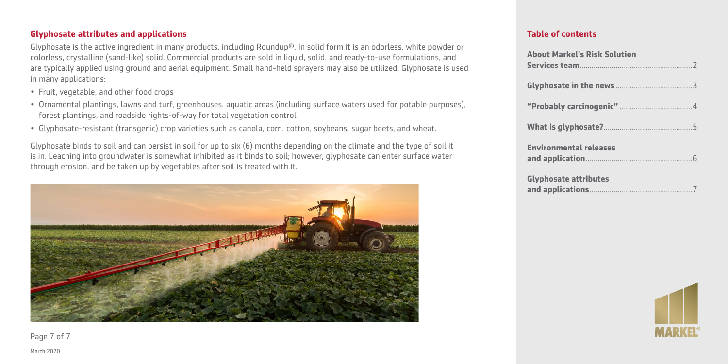## Glyphosate attributes and applications

Glyphosate is the active ingredient in many products, including Roundup®. In solid form it is an odorless, white powder or colorless, crystalline (sand-like) solid. Commercial products are sold in liquid, solid, and ready-to-use formulations, and are typically applied using ground and aerial equipment. Small hand-held sprayers may also be utilized. Glyphosate is used in many applications:

- Fruit, vegetable, and other food crops
- Ornamental plantings, lawns and turf, greenhouses, aquatic areas (including surface waters used for potable purposes), forest plantings, and roadside rights-of-way for total vegetation control
- Glyphosate-resistant (transgenic) crop varieties such as canola, corn, cotton, soybeans, sugar beets, and wheat.

Glyphosate binds to soil and can persist in soil for up to six (6) months depending on the climate and the type of soil it is in. Leaching into groundwater is somewhat inhibited as it binds to soil; however, glyphosate can enter surface water through erosion, and be taken up by vegetables after soil is treated with it.

March 2020

## Table of contents

**About Markel's Risk Solution Services team**........2

**Glyphosate in the news**........3

**"Probably carcinogenic"**........4

**What is glyphosate?**........5

**Environmental releases and application**........6

**Glyphosate attributes and applications**........7